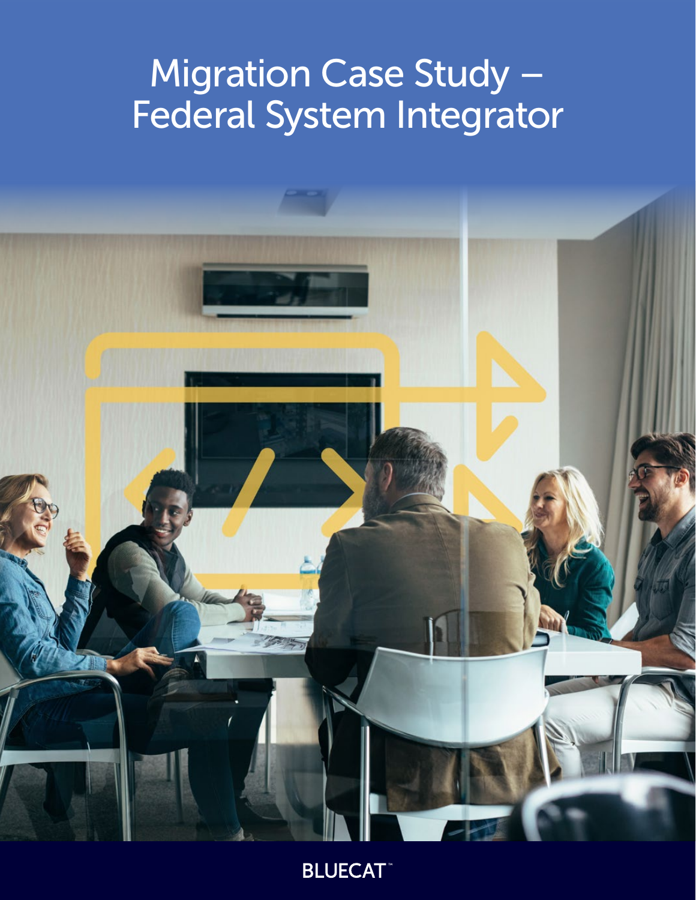# Migration Case Study – Federal System Integrator

BLUECAT™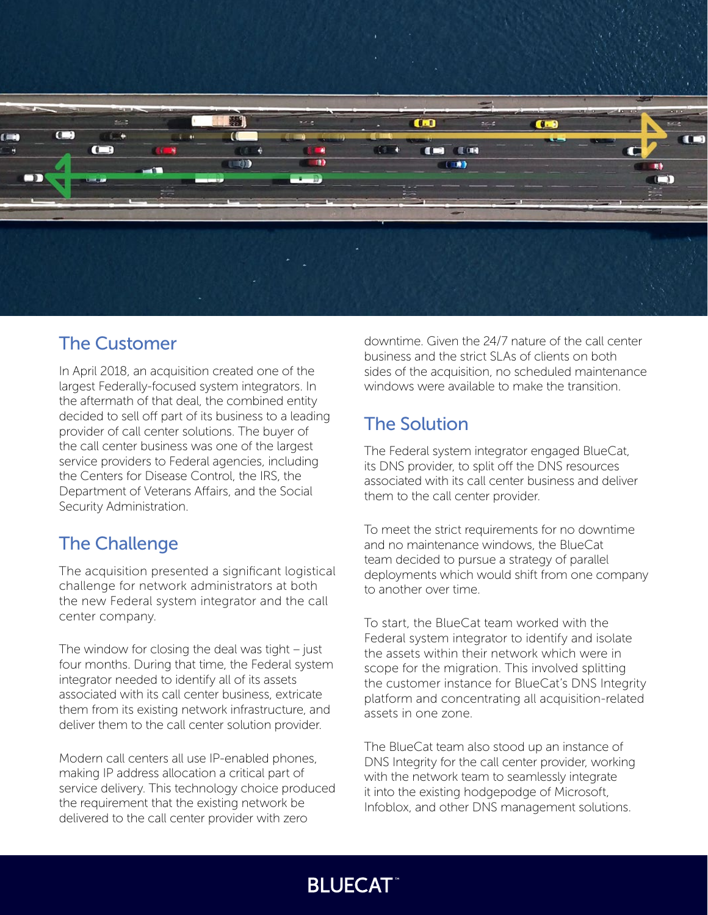## The Customer

In April 2018, an acquisition created one of the largest Federally-focused system integrators. In the aftermath of that deal, the combined entity decided to sell off part of its business to a leading provider of call center solutions. The buyer of the call center business was one of the largest service providers to Federal agencies, including the Centers for Disease Control, the IRS, the Department of Veterans Affairs, and the Social Security Administration.

## The Challenge

The acquisition presented a significant logistical challenge for network administrators at both the new Federal system integrator and the call center company.

The window for closing the deal was tight – just four months. During that time, the Federal system integrator needed to identify all of its assets associated with its call center business, extricate them from its existing network infrastructure, and deliver them to the call center solution provider.

Modern call centers all use IP-enabled phones, making IP address allocation a critical part of service delivery. This technology choice produced the requirement that the existing network be delivered to the call center provider with zero downtime. Given the 24/7 nature of the call center business and the strict SLAs of clients on both sides of the acquisition, no scheduled maintenance windows were available to make the transition.

## The Solution

The Federal system integrator engaged BlueCat, its DNS provider, to split off the DNS resources associated with its call center business and deliver them to the call center provider.

To meet the strict requirements for no downtime and no maintenance windows, the BlueCat team decided to pursue a strategy of parallel deployments which would shift from one company to another over time.

To start, the BlueCat team worked with the Federal system integrator to identify and isolate the assets within their network which were in scope for the migration. This involved splitting the customer instance for BlueCat's DNS Integrity platform and concentrating all acquisition-related assets in one zone.

The BlueCat team also stood up an instance of DNS Integrity for the call center provider, working with the network team to seamlessly integrate it into the existing hodgepodge of Microsoft, Infoblox, and other DNS management solutions.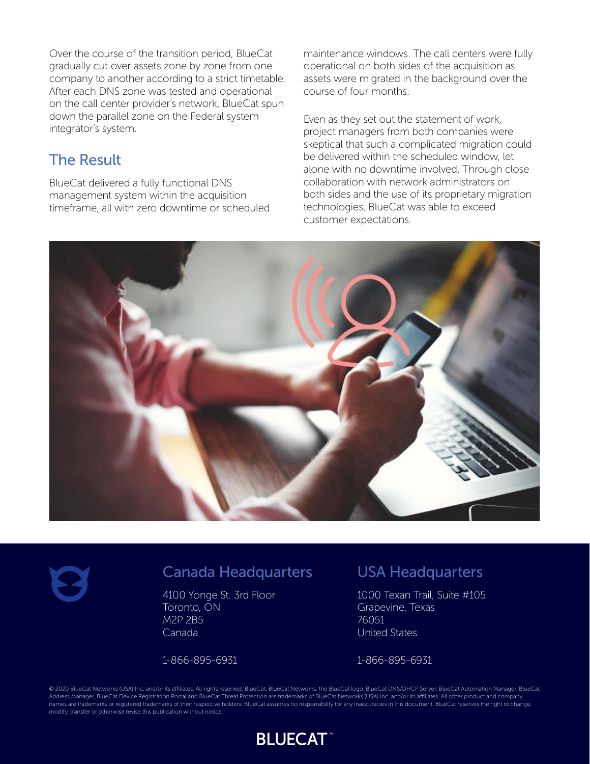Over the course of the transition period, BlueCat gradually cut over assets zone by zone from one company to another according to a strict timetable. After each DNS zone was tested and operational on the call center provider's network, BlueCat spun down the parallel zone on the Federal system integrator's system.

## The Result

BlueCat delivered a fully functional DNS management system within the acquisition timeframe, all with zero downtime or scheduled maintenance windows. The call centers were fully operational on both sides of the acquisition as assets were migrated in the background over the course of four months.

Even as they set out the statement of work, project managers from both companies were skeptical that such a complicated migration could be delivered within the scheduled window, let alone with no downtime involved. Through close collaboration with network administrators on both sides and the use of its proprietary migration technologies, BlueCat was able to exceed customer expectations.

### Canada Headquarters

4100 Yonge St. 3rd Floor
Toronto, ON
M2P 2B5
Canada

1-866-895-6931

### USA Headquarters

1000 Texan Trail, Suite #105
Grapevine, Texas
76051
United States

1-866-895-6931

© 2020 BlueCat Networks (USA) Inc. and/or its affiliates. All rights reserved. BlueCat, BlueCat Networks, the BlueCat logo, BlueCat DNS/DHCP Server, BlueCat Automation Manager, BlueCat Address Manager, BlueCat Device Registration Portal and BlueCat Threat Protection are trademarks of BlueCat Networks (USA) Inc. and/or its affiliates. All other product and company names are trademarks or registered trademarks of their respective holders. BlueCat assumes no responsibility for any inaccuracies in this document. BlueCat reserves the right to change, modify, transfer or otherwise revise this publication without notice.

BLUECAT™